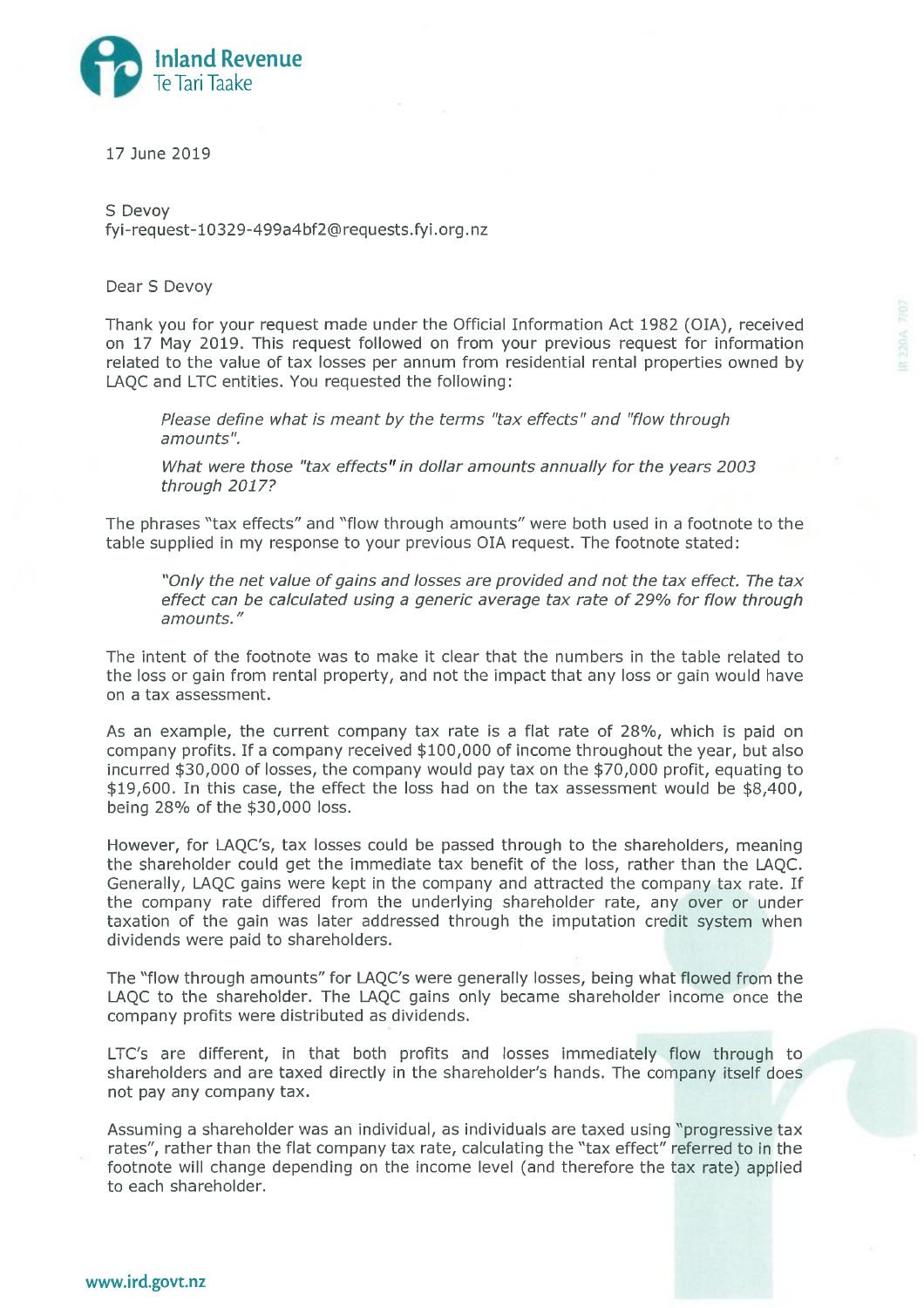Inland Revenue
Te Tari Taake

17 June 2019

S Devoy
fyi-request-10329-499a4bf2@requests.fyi.org.nz

Dear S Devoy

Thank you for your request made under the Official Information Act 1982 (OIA), received on 17 May 2019. This request followed on from your previous request for information related to the value of tax losses per annum from residential rental properties owned by LAQC and LTC entities. You requested the following:

> *Please define what is meant by the terms "tax effects" and "flow through amounts".*
>
> *What were those "tax effects" in dollar amounts annually for the years 2003 through 2017?*

The phrases "tax effects" and "flow through amounts" were both used in a footnote to the table supplied in my response to your previous OIA request. The footnote stated:

> *"Only the net value of gains and losses are provided and not the tax effect. The tax effect can be calculated using a generic average tax rate of 29% for flow through amounts."*

The intent of the footnote was to make it clear that the numbers in the table related to the loss or gain from rental property, and not the impact that any loss or gain would have on a tax assessment.

As an example, the current company tax rate is a flat rate of 28%, which is paid on company profits. If a company received $100,000 of income throughout the year, but also incurred $30,000 of losses, the company would pay tax on the $70,000 profit, equating to $19,600. In this case, the effect the loss had on the tax assessment would be $8,400, being 28% of the $30,000 loss.

However, for LAQC's, tax losses could be passed through to the shareholders, meaning the shareholder could get the immediate tax benefit of the loss, rather than the LAQC. Generally, LAQC gains were kept in the company and attracted the company tax rate. If the company rate differed from the underlying shareholder rate, any over or under taxation of the gain was later addressed through the imputation credit system when dividends were paid to shareholders.

The "flow through amounts" for LAQC's were generally losses, being what flowed from the LAQC to the shareholder. The LAQC gains only became shareholder income once the company profits were distributed as dividends.

LTC's are different, in that both profits and losses immediately flow through to shareholders and are taxed directly in the shareholder's hands. The company itself does not pay any company tax.

Assuming a shareholder was an individual, as individuals are taxed using "progressive tax rates", rather than the flat company tax rate, calculating the "tax effect" referred to in the footnote will change depending on the income level (and therefore the tax rate) applied to each shareholder.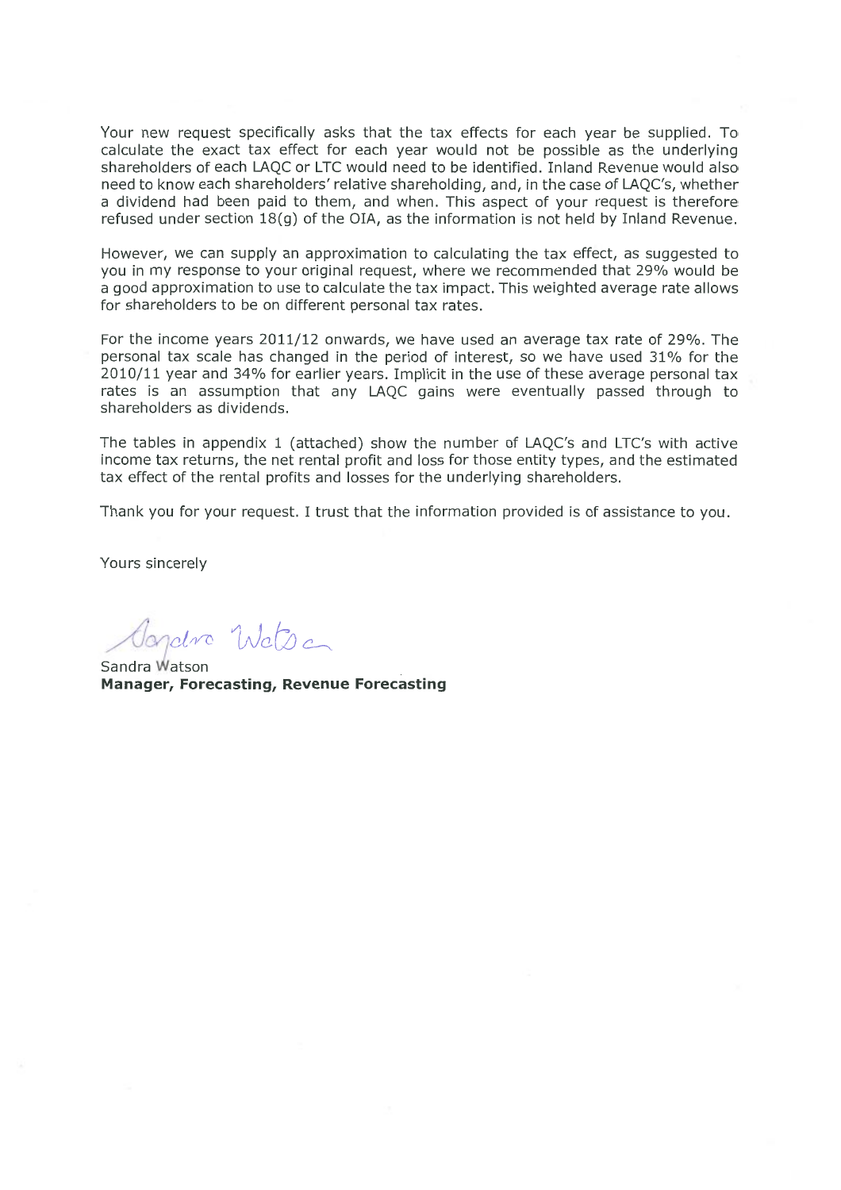Your new request specifically asks that the tax effects for each year be supplied. To calculate the exact tax effect for each year would not be possible as the underlying shareholders of each LAQC or LTC would need to be identified. Inland Revenue would also need to know each shareholders' relative shareholding, and, in the case of LAQC's, whether a dividend had been paid to them, and when. This aspect of your request is therefore refused under section 18(g) of the OIA, as the information is not held by Inland Revenue.

However, we can supply an approximation to calculating the tax effect, as suggested to you in my response to your original request, where we recommended that 29% would be a good approximation to use to calculate the tax impact. This weighted average rate allows for shareholders to be on different personal tax rates.

For the income years 2011/12 onwards, we have used an average tax rate of 29%. The personal tax scale has changed in the period of interest, so we have used 31% for the 2010/11 year and 34% for earlier years. Implicit in the use of these average personal tax rates is an assumption that any LAQC gains were eventually passed through to shareholders as dividends.

The tables in appendix 1 (attached) show the number of LAQC's and LTC's with active income tax returns, the net rental profit and loss for those entity types, and the estimated tax effect of the rental profits and losses for the underlying shareholders.

Thank you for your request. I trust that the information provided is of assistance to you.

Yours sincerely

Sandra Watson
**Manager, Forecasting, Revenue Forecasting**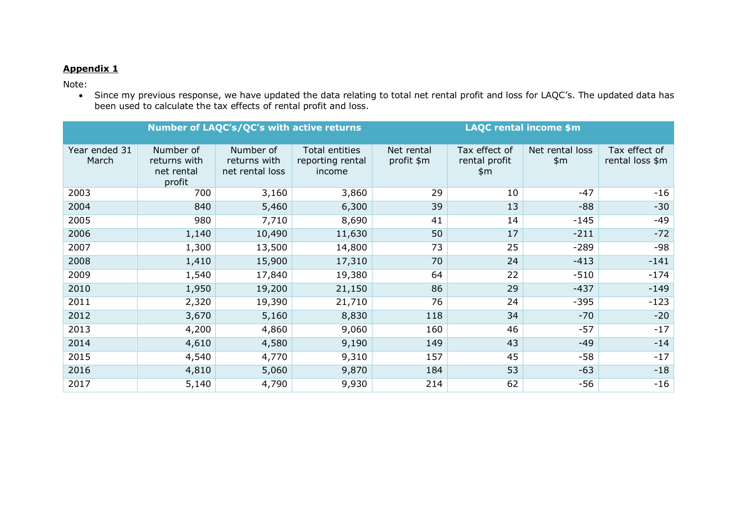**Appendix 1**

Note:

- Since my previous response, we have updated the data relating to total net rental profit and loss for LAQC's. The updated data has been used to calculate the tax effects of rental profit and loss.

| | Number of LAQC's/QC's with active returns | | | LAQC rental income $m | | | |
|---|---|---|---|---|---|---|---|
| Year ended 31 March | Number of returns with net rental profit | Number of returns with net rental loss | Total entities reporting rental income | Net rental profit $m | Tax effect of rental profit $m | Net rental loss $m | Tax effect of rental loss $m |
| 2003 | 700 | 3,160 | 3,860 | 29 | 10 | -47 | -16 |
| 2004 | 840 | 5,460 | 6,300 | 39 | 13 | -88 | -30 |
| 2005 | 980 | 7,710 | 8,690 | 41 | 14 | -145 | -49 |
| 2006 | 1,140 | 10,490 | 11,630 | 50 | 17 | -211 | -72 |
| 2007 | 1,300 | 13,500 | 14,800 | 73 | 25 | -289 | -98 |
| 2008 | 1,410 | 15,900 | 17,310 | 70 | 24 | -413 | -141 |
| 2009 | 1,540 | 17,840 | 19,380 | 64 | 22 | -510 | -174 |
| 2010 | 1,950 | 19,200 | 21,150 | 86 | 29 | -437 | -149 |
| 2011 | 2,320 | 19,390 | 21,710 | 76 | 24 | -395 | -123 |
| 2012 | 3,670 | 5,160 | 8,830 | 118 | 34 | -70 | -20 |
| 2013 | 4,200 | 4,860 | 9,060 | 160 | 46 | -57 | -17 |
| 2014 | 4,610 | 4,580 | 9,190 | 149 | 43 | -49 | -14 |
| 2015 | 4,540 | 4,770 | 9,310 | 157 | 45 | -58 | -17 |
| 2016 | 4,810 | 5,060 | 9,870 | 184 | 53 | -63 | -18 |
| 2017 | 5,140 | 4,790 | 9,930 | 214 | 62 | -56 | -16 |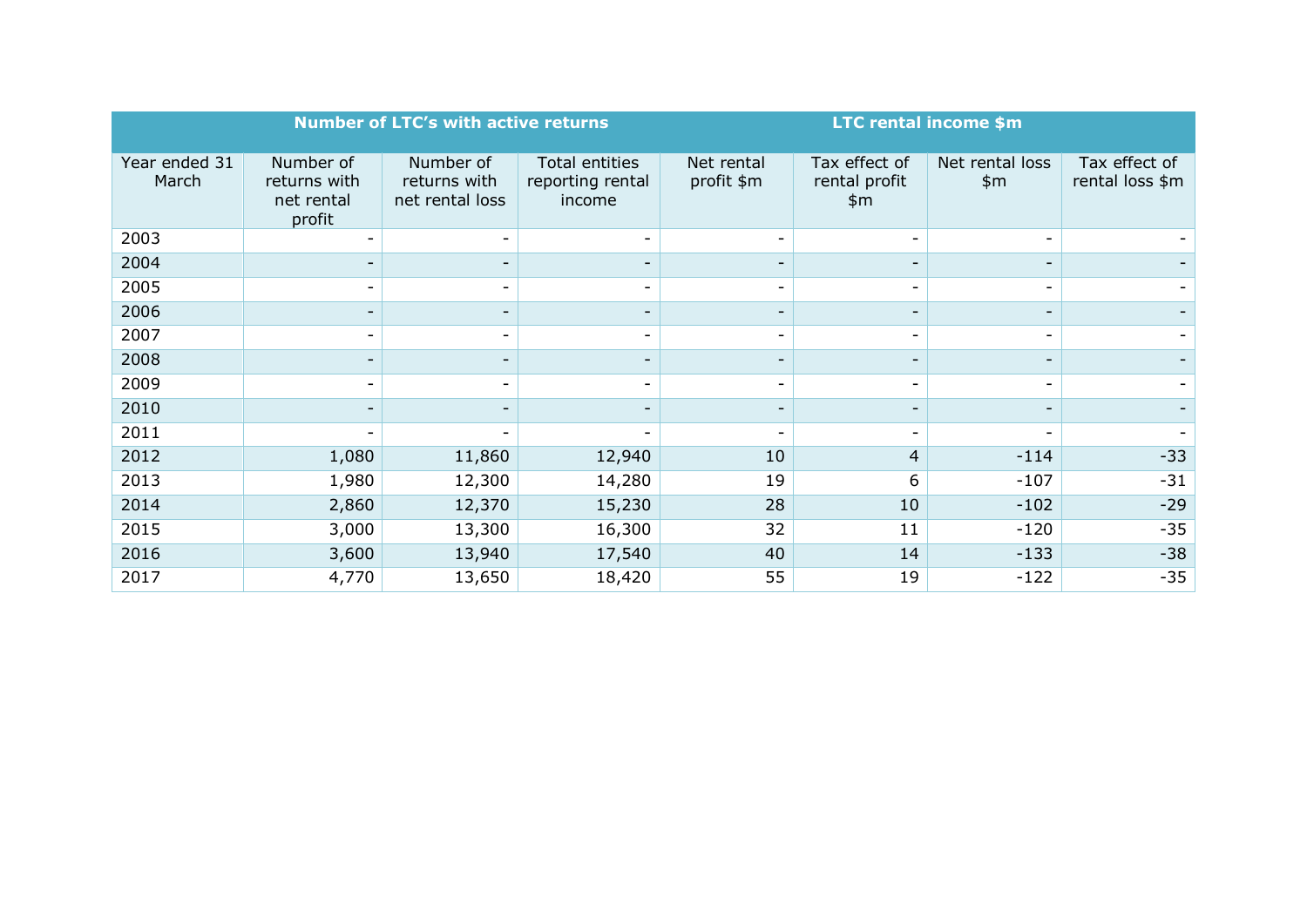| | Number of LTC's with active returns | | | LTC rental income $m | | | |
|---|---|---|---|---|---|---|---|
| Year ended 31 March | Number of returns with net rental profit | Number of returns with net rental loss | Total entities reporting rental income | Net rental profit $m | Tax effect of rental profit $m | Net rental loss $m | Tax effect of rental loss $m |
| 2003 | - | - | - | - | - | - | - |
| 2004 | - | - | - | - | - | - | - |
| 2005 | - | - | - | - | - | - | - |
| 2006 | - | - | - | - | - | - | - |
| 2007 | - | - | - | - | - | - | - |
| 2008 | - | - | - | - | - | - | - |
| 2009 | - | - | - | - | - | - | - |
| 2010 | - | - | - | - | - | - | - |
| 2011 | - | - | - | - | - | - | - |
| 2012 | 1,080 | 11,860 | 12,940 | 10 | 4 | -114 | -33 |
| 2013 | 1,980 | 12,300 | 14,280 | 19 | 6 | -107 | -31 |
| 2014 | 2,860 | 12,370 | 15,230 | 28 | 10 | -102 | -29 |
| 2015 | 3,000 | 13,300 | 16,300 | 32 | 11 | -120 | -35 |
| 2016 | 3,600 | 13,940 | 17,540 | 40 | 14 | -133 | -38 |
| 2017 | 4,770 | 13,650 | 18,420 | 55 | 19 | -122 | -35 |